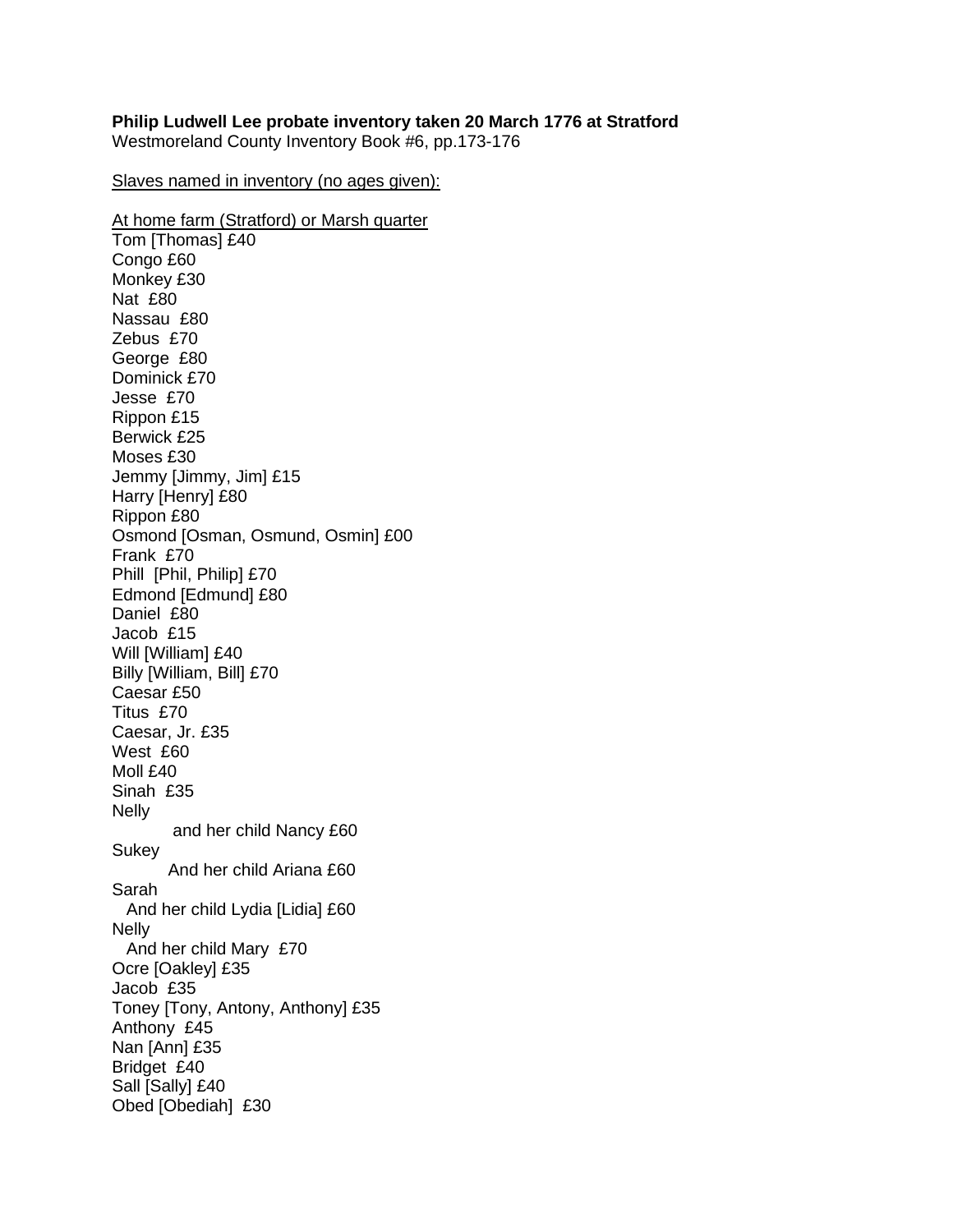**Philip Ludwell Lee probate inventory taken 20 March 1776 at Stratford**
Westmoreland County Inventory Book #6, pp.173-176

Slaves named in inventory (no ages given):

At home farm (Stratford) or Marsh quarter

Tom [Thomas] £40
Congo £60
Monkey £30
Nat £80
Nassau £80
Zebus £70
George £80
Dominick £70
Jesse £70
Rippon £15
Berwick £25
Moses £30
Jemmy [Jimmy, Jim] £15
Harry [Henry] £80
Rippon £80
Osmond [Osman, Osmund, Osmin] £00
Frank £70
Phill [Phil, Philip] £70
Edmond [Edmund] £80
Daniel £80
Jacob £15
Will [William] £40
Billy [William, Bill] £70
Caesar £50
Titus £70
Caesar, Jr. £35
West £60
Moll £40
Sinah £35
Nelly
  and her child Nancy £60
Sukey
  And her child Ariana £60
Sarah
  And her child Lydia [Lidia] £60
Nelly
  And her child Mary £70
Ocre [Oakley] £35
Jacob £35
Toney [Tony, Antony, Anthony] £35
Anthony £45
Nan [Ann] £35
Bridget £40
Sall [Sally] £40
Obed [Obediah] £30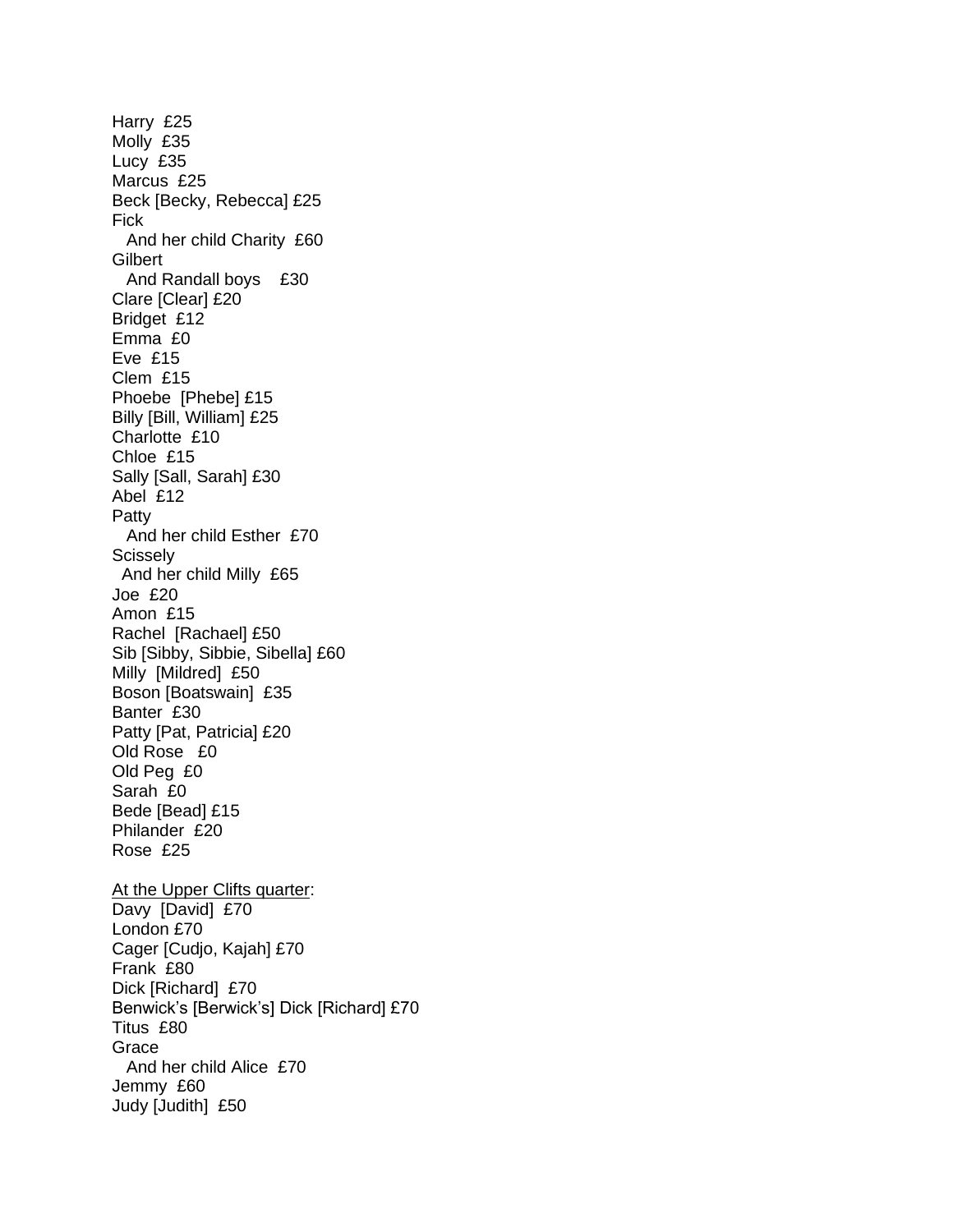Harry £25
Molly £35
Lucy £35
Marcus £25
Beck [Becky, Rebecca] £25
Fick
  And her child Charity £60
Gilbert
  And Randall boys £30
Clare [Clear] £20
Bridget £12
Emma £0
Eve £15
Clem £15
Phoebe [Phebe] £15
Billy [Bill, William] £25
Charlotte £10
Chloe £15
Sally [Sall, Sarah] £30
Abel £12
Patty
  And her child Esther £70
Scissely
  And her child Milly £65
Joe £20
Amon £15
Rachel [Rachael] £50
Sib [Sibby, Sibbie, Sibella] £60
Milly [Mildred] £50
Boson [Boatswain] £35
Banter £30
Patty [Pat, Patricia] £20
Old Rose £0
Old Peg £0
Sarah £0
Bede [Bead] £15
Philander £20
Rose £25

<u>At the Upper Clifts quarter</u>:
Davy [David] £70
London £70
Cager [Cudjo, Kajah] £70
Frank £80
Dick [Richard] £70
Benwick's [Berwick's] Dick [Richard] £70
Titus £80
Grace
  And her child Alice £70
Jemmy £60
Judy [Judith] £50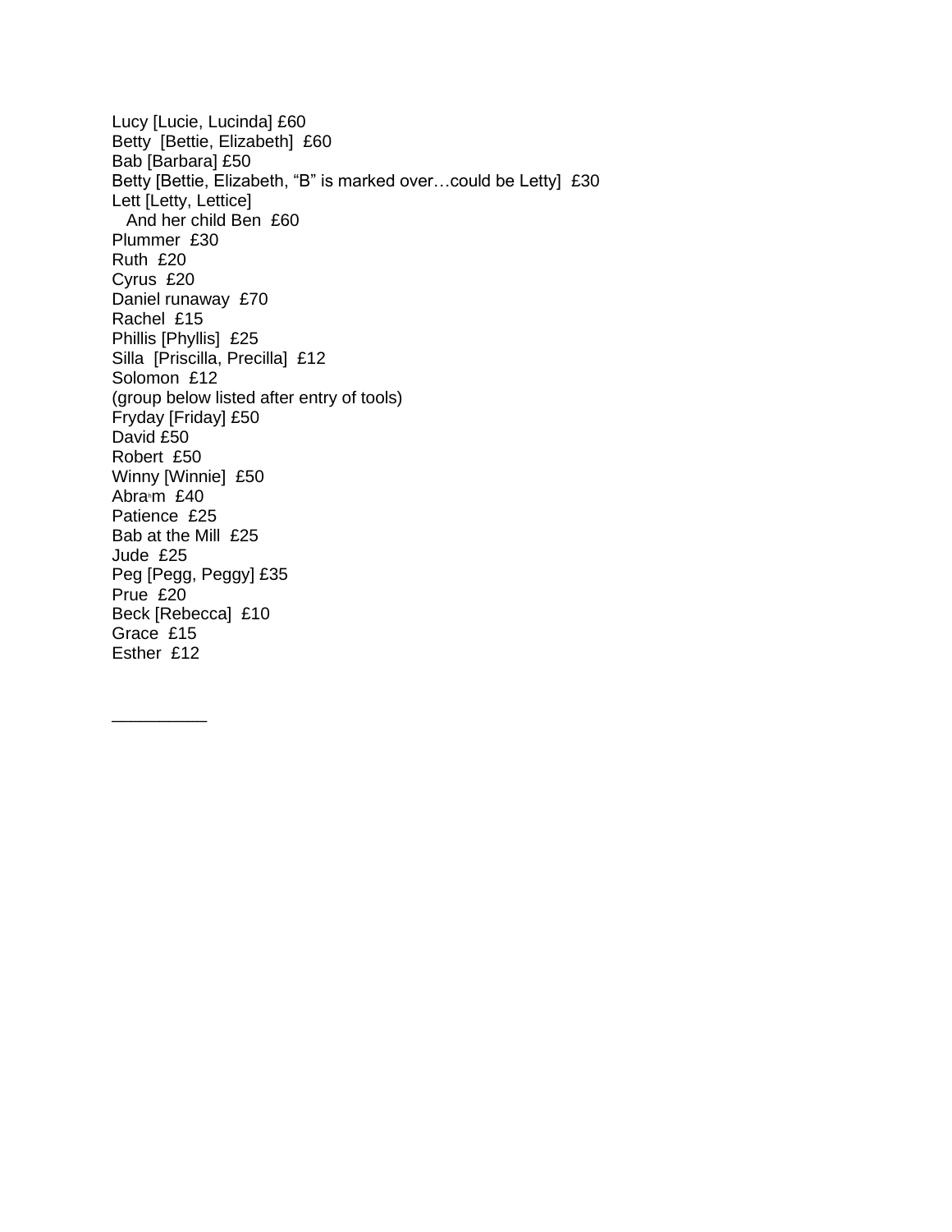Lucy [Lucie, Lucinda] £60
Betty [Bettie, Elizabeth] £60
Bab [Barbara] £50
Betty [Bettie, Elizabeth, "B" is marked over…could be Letty] £30
Lett [Letty, Lettice]
   And her child Ben £60
Plummer £30
Ruth £20
Cyrus £20
Daniel runaway £70
Rachel £15
Phillis [Phyllis] £25
Silla [Priscilla, Precilla] £12
Solomon £12
(group below listed after entry of tools)
Fryday [Friday] £50
David £50
Robert £50
Winny [Winnie] £50
Abra'm £40
Patience £25
Bab at the Mill £25
Jude £25
Peg [Pegg, Peggy] £35
Prue £20
Beck [Rebecca] £10
Grace £15
Esther £12

__________